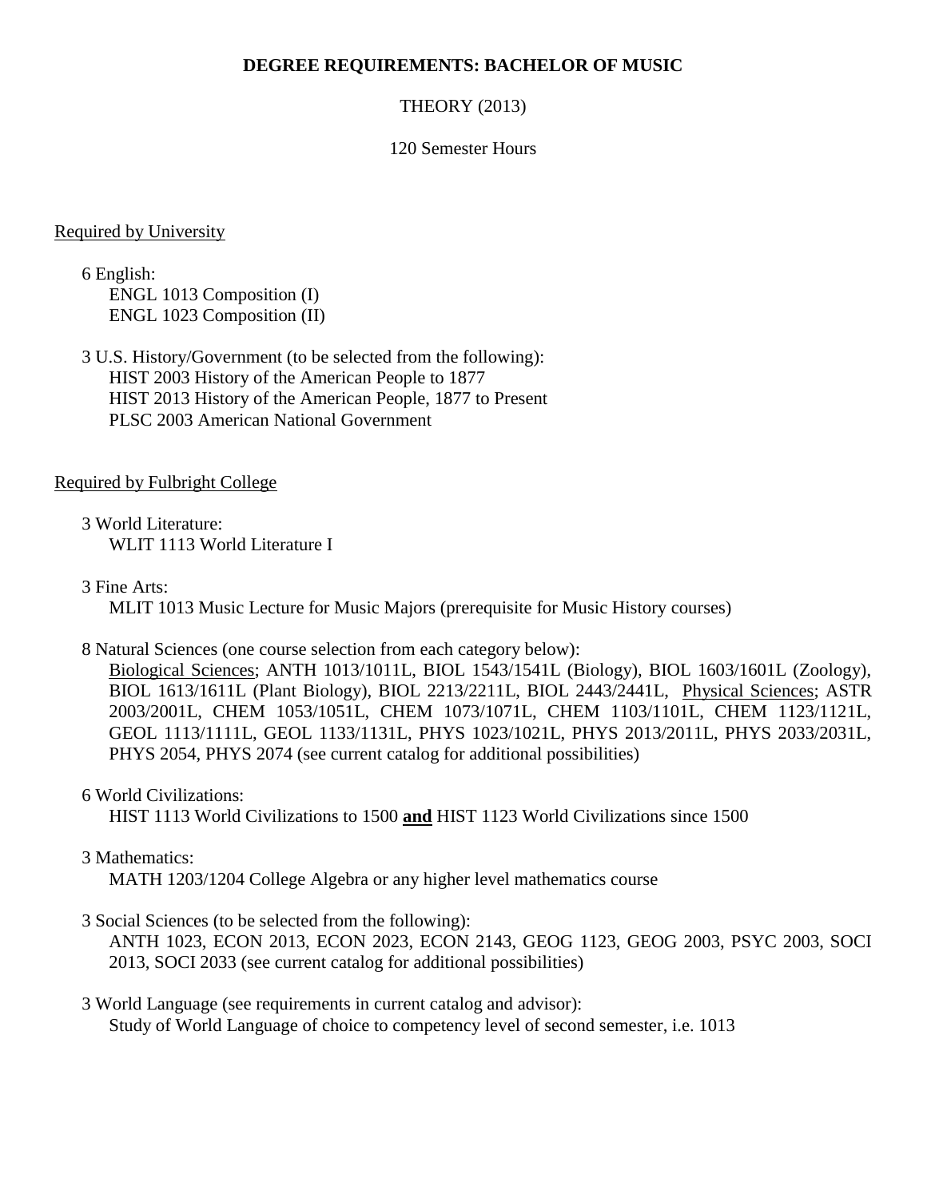# DEGREE REQUIREMENTS: BACHELOR OF MUSIC

THEORY (2013)

120 Semester Hours

## Required by University

6 English:
ENGL 1013 Composition (I)
ENGL 1023 Composition (II)

3 U.S. History/Government (to be selected from the following):
HIST 2003 History of the American People to 1877
HIST 2013 History of the American People, 1877 to Present
PLSC 2003 American National Government

## Required by Fulbright College

3 World Literature:
WLIT 1113 World Literature I

3 Fine Arts:
MLIT 1013 Music Lecture for Music Majors (prerequisite for Music History courses)

8 Natural Sciences (one course selection from each category below):
Biological Sciences; ANTH 1013/1011L, BIOL 1543/1541L (Biology), BIOL 1603/1601L (Zoology), BIOL 1613/1611L (Plant Biology), BIOL 2213/2211L, BIOL 2443/2441L, Physical Sciences; ASTR 2003/2001L, CHEM 1053/1051L, CHEM 1073/1071L, CHEM 1103/1101L, CHEM 1123/1121L, GEOL 1113/1111L, GEOL 1133/1131L, PHYS 1023/1021L, PHYS 2013/2011L, PHYS 2033/2031L, PHYS 2054, PHYS 2074 (see current catalog for additional possibilities)

6 World Civilizations:
HIST 1113 World Civilizations to 1500 **and** HIST 1123 World Civilizations since 1500

3 Mathematics:
MATH 1203/1204 College Algebra or any higher level mathematics course

3 Social Sciences (to be selected from the following):
ANTH 1023, ECON 2013, ECON 2023, ECON 2143, GEOG 1123, GEOG 2003, PSYC 2003, SOCI 2013, SOCI 2033 (see current catalog for additional possibilities)

3 World Language (see requirements in current catalog and advisor):
Study of World Language of choice to competency level of second semester, i.e. 1013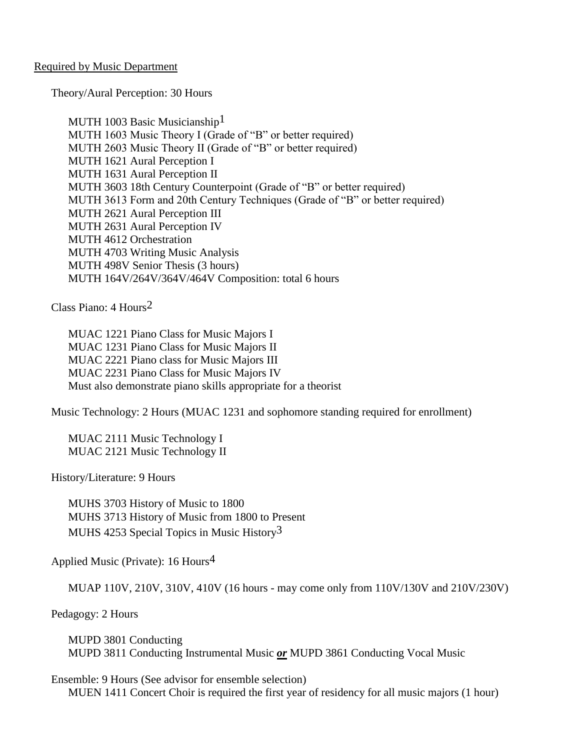Required by Music Department

Theory/Aural Perception: 30 Hours

MUTH 1003 Basic Musicianship[1]
MUTH 1603 Music Theory I (Grade of "B" or better required)
MUTH 2603 Music Theory II (Grade of "B" or better required)
MUTH 1621 Aural Perception I
MUTH 1631 Aural Perception II
MUTH 3603 18th Century Counterpoint (Grade of "B" or better required)
MUTH 3613 Form and 20th Century Techniques (Grade of "B" or better required)
MUTH 2621 Aural Perception III
MUTH 2631 Aural Perception IV
MUTH 4612 Orchestration
MUTH 4703 Writing Music Analysis
MUTH 498V Senior Thesis (3 hours)
MUTH 164V/264V/364V/464V Composition: total 6 hours

Class Piano: 4 Hours[2]

MUAC 1221 Piano Class for Music Majors I
MUAC 1231 Piano Class for Music Majors II
MUAC 2221 Piano class for Music Majors III
MUAC 2231 Piano Class for Music Majors IV
Must also demonstrate piano skills appropriate for a theorist

Music Technology: 2 Hours (MUAC 1231 and sophomore standing required for enrollment)

MUAC 2111 Music Technology I
MUAC 2121 Music Technology II

History/Literature: 9 Hours

MUHS 3703 History of Music to 1800
MUHS 3713 History of Music from 1800 to Present
MUHS 4253 Special Topics in Music History[3]

Applied Music (Private): 16 Hours[4]

MUAP 110V, 210V, 310V, 410V (16 hours - may come only from 110V/130V and 210V/230V)

Pedagogy: 2 Hours

MUPD 3801 Conducting
MUPD 3811 Conducting Instrumental Music ***or*** MUPD 3861 Conducting Vocal Music

Ensemble: 9 Hours (See advisor for ensemble selection)
MUEN 1411 Concert Choir is required the first year of residency for all music majors (1 hour)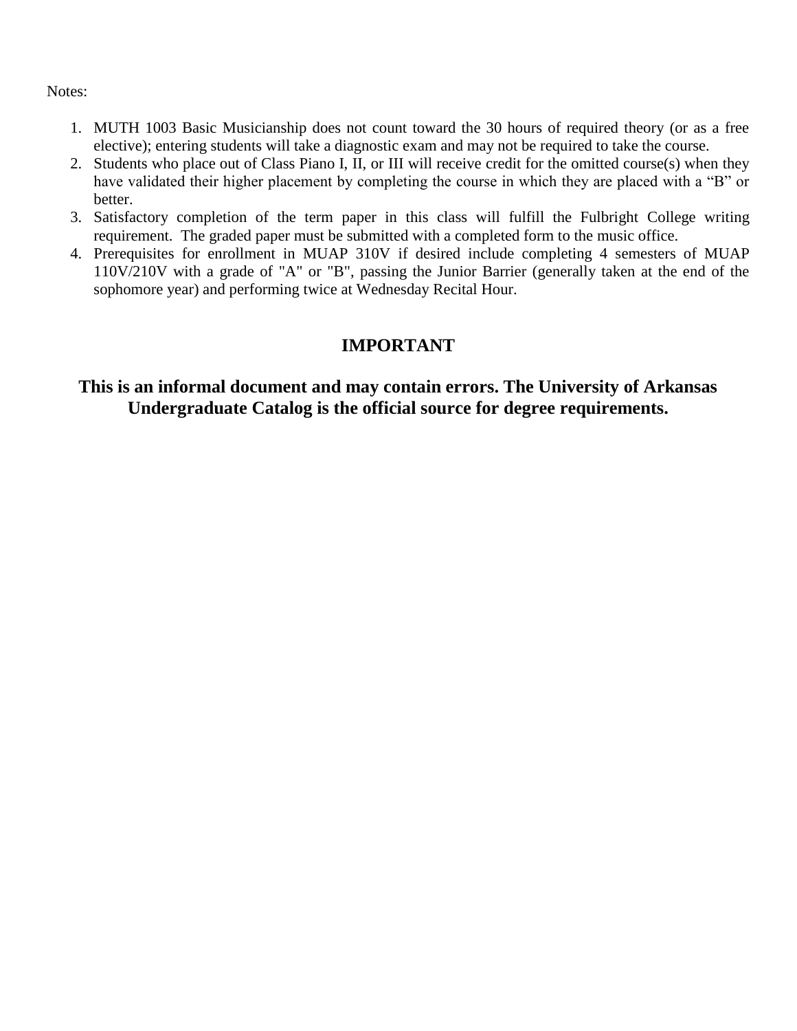Notes:

1. MUTH 1003 Basic Musicianship does not count toward the 30 hours of required theory (or as a free elective); entering students will take a diagnostic exam and may not be required to take the course.
2. Students who place out of Class Piano I, II, or III will receive credit for the omitted course(s) when they have validated their higher placement by completing the course in which they are placed with a "B" or better.
3. Satisfactory completion of the term paper in this class will fulfill the Fulbright College writing requirement. The graded paper must be submitted with a completed form to the music office.
4. Prerequisites for enrollment in MUAP 310V if desired include completing 4 semesters of MUAP 110V/210V with a grade of "A" or "B", passing the Junior Barrier (generally taken at the end of the sophomore year) and performing twice at Wednesday Recital Hour.

## IMPORTANT

**This is an informal document and may contain errors. The University of Arkansas Undergraduate Catalog is the official source for degree requirements.**